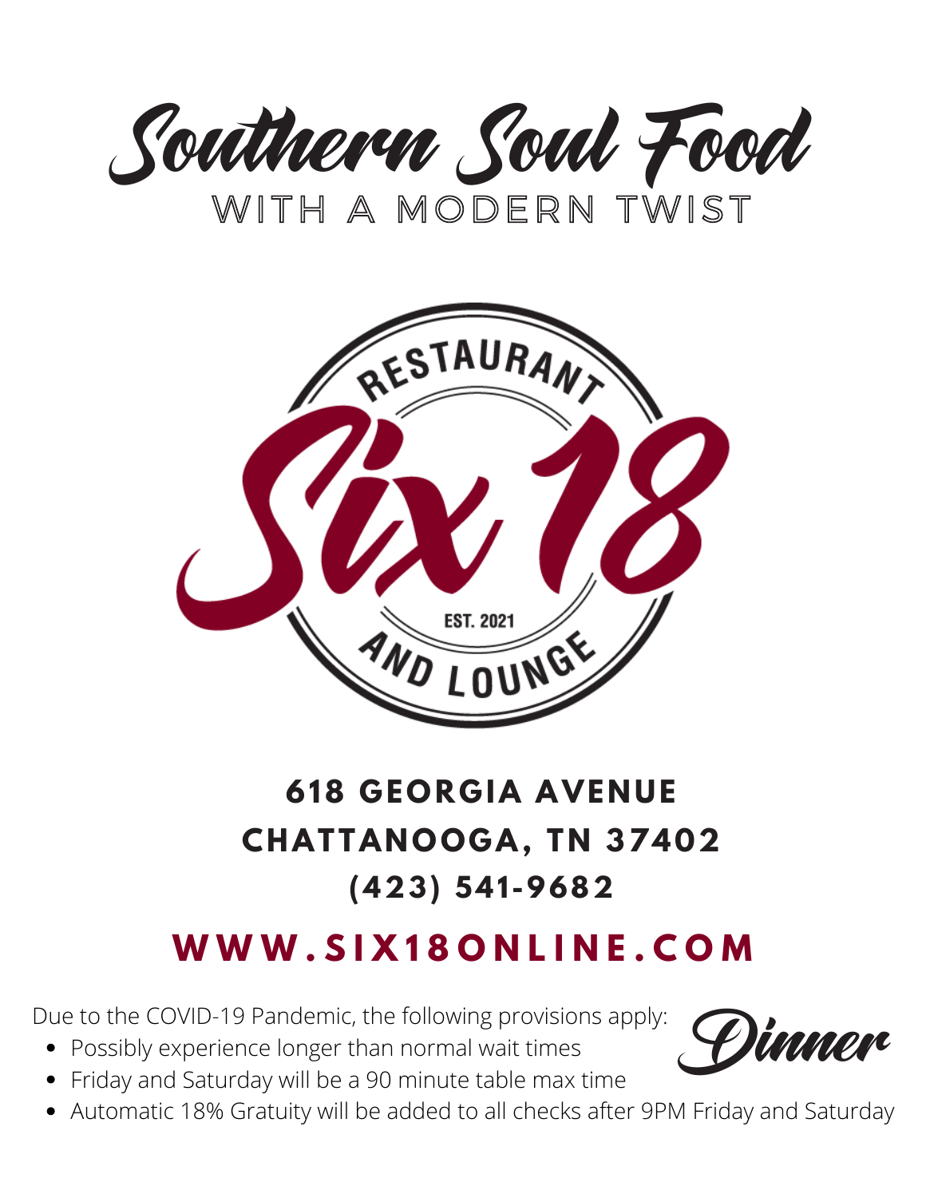# Southern Soul Food

## WITH A MODERN TWIST

RESTAURANT

# Six18

EST. 2021

AND LOUNGE

**618 GEORGIA AVENUE**
**CHATTANOOGA, TN 37402**
**(423) 541-9682**

**WWW.SIX18ONLINE.COM**

## Dinner

Due to the COVID-19 Pandemic, the following provisions apply:

- Possibly experience longer than normal wait times
- Friday and Saturday will be a 90 minute table max time
- Automatic 18% Gratuity will be added to all checks after 9PM Friday and Saturday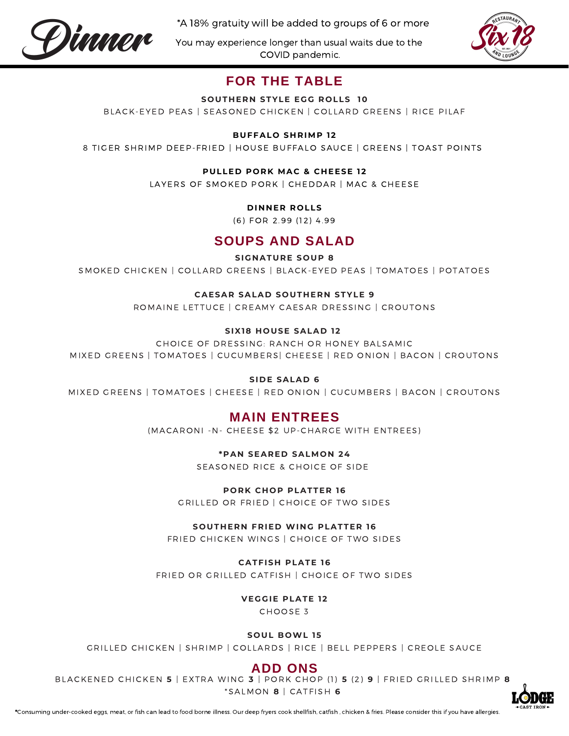# Dinner

*A 18% gratuity will be added to groups of 6 or more

You may experience longer than usual waits due to the COVID pandemic.

## FOR THE TABLE

**SOUTHERN STYLE EGG ROLLS 10**

BLACK-EYED PEAS | SEASONED CHICKEN | COLLARD GREENS | RICE PILAF

**BUFFALO SHRIMP 12**

8 TIGER SHRIMP DEEP-FRIED | HOUSE BUFFALO SAUCE | GREENS | TOAST POINTS

**PULLED PORK MAC & CHEESE 12**

LAYERS OF SMOKED PORK | CHEDDAR | MAC & CHEESE

**DINNER ROLLS**

(6) FOR 2.99 (12) 4.99

## SOUPS AND SALAD

**SIGNATURE SOUP 8**

SMOKED CHICKEN | COLLARD GREENS | BLACK-EYED PEAS | TOMATOES | POTATOES

**CAESAR SALAD SOUTHERN STYLE 9**

ROMAINE LETTUCE | CREAMY CAESAR DRESSING | CROUTONS

**SIX18 HOUSE SALAD 12**

CHOICE OF DRESSING: RANCH OR HONEY BALSAMIC

MIXED GREENS | TOMATOES | CUCUMBERS| CHEESE | RED ONION | BACON | CROUTONS

**SIDE SALAD 6**

MIXED GREENS | TOMATOES | CHEESE | RED ONION | CUCUMBERS | BACON | CROUTONS

## MAIN ENTREES

(MACARONI -N- CHEESE $2 UP-CHARGE WITH ENTREES)

***PAN SEARED SALMON 24**

SEASONED RICE & CHOICE OF SIDE

**PORK CHOP PLATTER 16**

GRILLED OR FRIED | CHOICE OF TWO SIDES

**SOUTHERN FRIED WING PLATTER 16**

FRIED CHICKEN WINGS | CHOICE OF TWO SIDES

**CATFISH PLATE 16**

FRIED OR GRILLED CATFISH | CHOICE OF TWO SIDES

**VEGGIE PLATE 12**

CHOOSE 3

**SOUL BOWL 15**

GRILLED CHICKEN | SHRIMP | COLLARDS | RICE | BELL PEPPERS | CREOLE SAUCE

## ADD ONS

BLACKENED CHICKEN **5** | EXTRA WING **3** | PORK CHOP (1) **5** (2) **9** | FRIED GRILLED SHRIMP **8**
*SALMON **8** | CATFISH **6**

*Consuming under-cooked eggs, meat, or fish can lead to food borne illness. Our deep fryers cook shellfish, catfish , chicken & fries. Please consider this if you have allergies.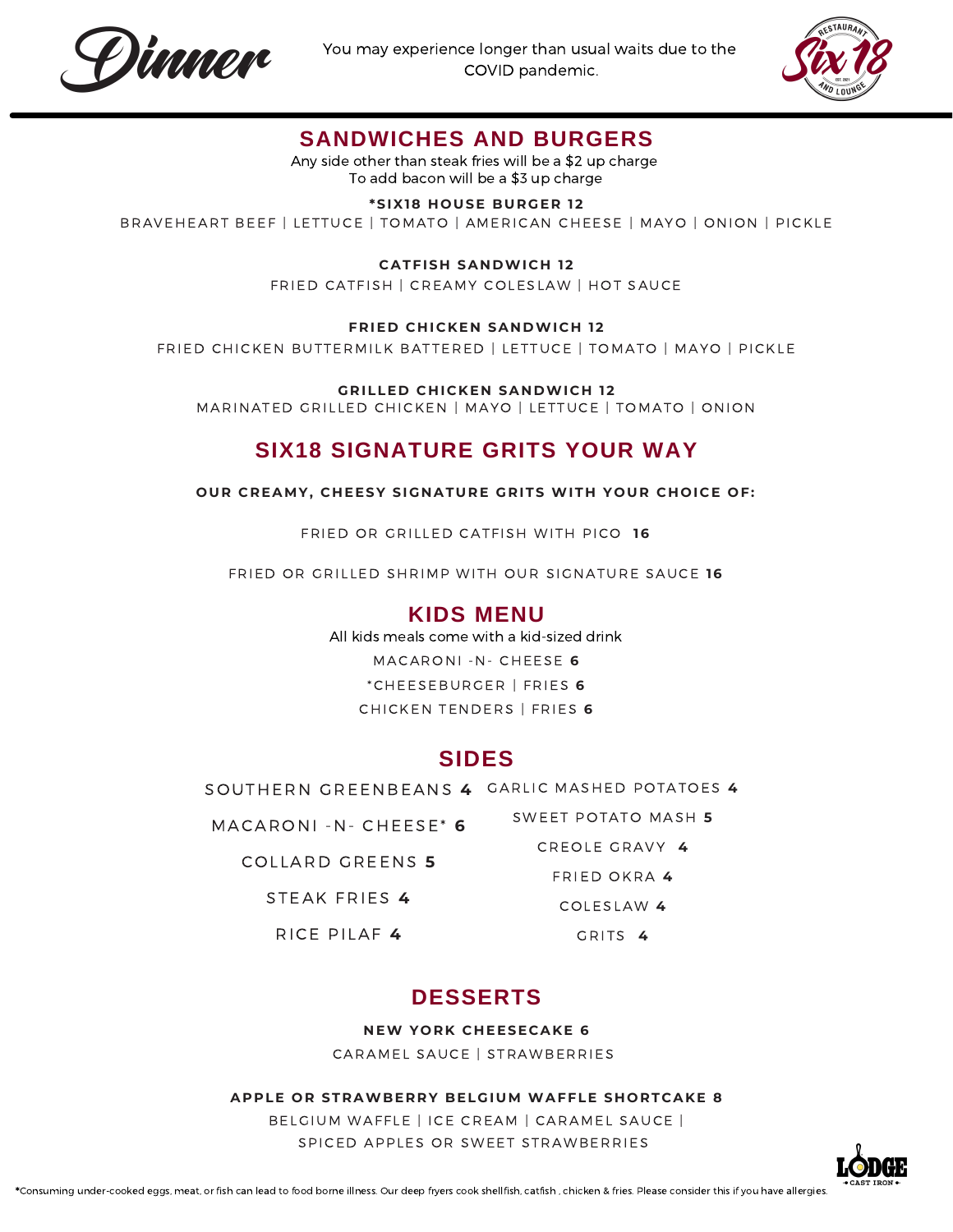# Dinner

You may experience longer than usual waits due to the COVID pandemic.

## SANDWICHES AND BURGERS

Any side other than steak fries will be a $2 up charge
To add bacon will be a $3 up charge

**\*SIX18 HOUSE BURGER 12**
BRAVEHEART BEEF | LETTUCE | TOMATO | AMERICAN CHEESE | MAYO | ONION | PICKLE

**CATFISH SANDWICH 12**
FRIED CATFISH | CREAMY COLESLAW | HOT SAUCE

**FRIED CHICKEN SANDWICH 12**
FRIED CHICKEN BUTTERMILK BATTERED | LETTUCE | TOMATO | MAYO | PICKLE

**GRILLED CHICKEN SANDWICH 12**
MARINATED GRILLED CHICKEN | MAYO | LETTUCE | TOMATO | ONION

## SIX18 SIGNATURE GRITS YOUR WAY

**OUR CREAMY, CHEESY SIGNATURE GRITS WITH YOUR CHOICE OF:**

FRIED OR GRILLED CATFISH WITH PICO **16**

FRIED OR GRILLED SHRIMP WITH OUR SIGNATURE SAUCE **16**

## KIDS MENU

All kids meals come with a kid-sized drink

MACARONI -N- CHEESE **6**

\*CHEESEBURGER | FRIES **6**

CHICKEN TENDERS | FRIES **6**

## SIDES

SOUTHERN GREENBEANS **4**

MACARONI -N- CHEESE\* **6**

COLLARD GREENS **5**

STEAK FRIES **4**

RICE PILAF **4**

GARLIC MASHED POTATOES **4**

SWEET POTATO MASH **5**

CREOLE GRAVY **4**

FRIED OKRA **4**

COLESLAW **4**

GRITS **4**

## DESSERTS

**NEW YORK CHEESECAKE 6**
CARAMEL SAUCE | STRAWBERRIES

**APPLE OR STRAWBERRY BELGIUM WAFFLE SHORTCAKE 8**
BELGIUM WAFFLE | ICE CREAM | CARAMEL SAUCE | SPICED APPLES OR SWEET STRAWBERRIES

\*Consuming under-cooked eggs, meat, or fish can lead to food borne illness. Our deep fryers cook shellfish, catfish , chicken & fries. Please consider this if you have allergies.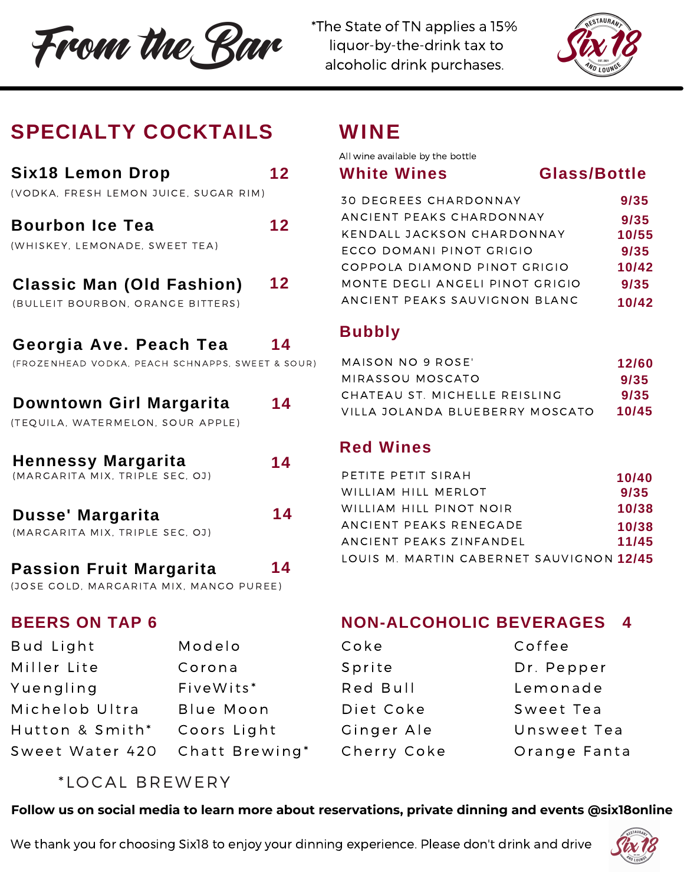# From the Bar

*The State of TN applies a 15% liquor-by-the-drink tax to alcoholic drink purchases.

## SPECIALTY COCKTAILS

**Six18 Lemon Drop** 12
(VODKA, FRESH LEMON JUICE, SUGAR RIM)

**Bourbon Ice Tea** 12
(WHISKEY, LEMONADE, SWEET TEA)

**Classic Man (Old Fashion)** 12
(BULLEIT BOURBON, ORANGE BITTERS)

**Georgia Ave. Peach Tea** 14
(FROZENHEAD VODKA, PEACH SCHNAPPS, SWEET & SOUR)

**Downtown Girl Margarita** 14
(TEQUILA, WATERMELON, SOUR APPLE)

**Hennessy Margarita** 14
(MARGARITA MIX, TRIPLE SEC, OJ)

**Dusse' Margarita** 14
(MARGARITA MIX, TRIPLE SEC, OJ)

**Passion Fruit Margarita** 14
(JOSE GOLD, MARGARITA MIX, MANGO PUREE)

## WINE

All wine available by the bottle

### White Wines

| White Wines | Glass/Bottle |
|---|---|
| 30 DEGREES CHARDONNAY | 9/35 |
| ANCIENT PEAKS CHARDONNAY | 9/35 |
| KENDALL JACKSON CHARDONNAY | 10/55 |
| ECCO DOMANI PINOT GRIGIO | 9/35 |
| COPPOLA DIAMOND PINOT GRIGIO | 10/42 |
| MONTE DEGLI ANGELI PINOT GRIGIO | 9/35 |
| ANCIENT PEAKS SAUVIGNON BLANC | 10/42 |

### Bubbly

| | |
|---|---|
| MAISON NO 9 ROSE' | 12/60 |
| MIRASSOU MOSCATO | 9/35 |
| CHATEAU ST. MICHELLE REISLING | 9/35 |
| VILLA JOLANDA BLUEBERRY MOSCATO | 10/45 |

### Red Wines

| | |
|---|---|
| PETITE PETIT SIRAH | 10/40 |
| WILLIAM HILL MERLOT | 9/35 |
| WILLIAM HILL PINOT NOIR | 10/38 |
| ANCIENT PEAKS RENEGADE | 10/38 |
| ANCIENT PEAKS ZINFANDEL | 11/45 |
| LOUIS M. MARTIN CABERNET SAUVIGNON | 12/45 |

## BEERS ON TAP 6

- Bud Light
- Miller Lite
- Yuengling
- Michelob Ultra
- Hutton & Smith*
- Sweet Water 420
- Modelo
- Corona
- FiveWits*
- Blue Moon
- Coors Light
- Chatt Brewing*

*LOCAL BREWERY

## NON-ALCOHOLIC BEVERAGES 4

- Coke
- Sprite
- Red Bull
- Diet Coke
- Ginger Ale
- Cherry Coke
- Coffee
- Dr. Pepper
- Lemonade
- Sweet Tea
- Unsweet Tea
- Orange Fanta

**Follow us on social media to learn more about reservations, private dinning and events @six18online**

We thank you for choosing Six18 to enjoy your dinning experience. Please don't drink and drive